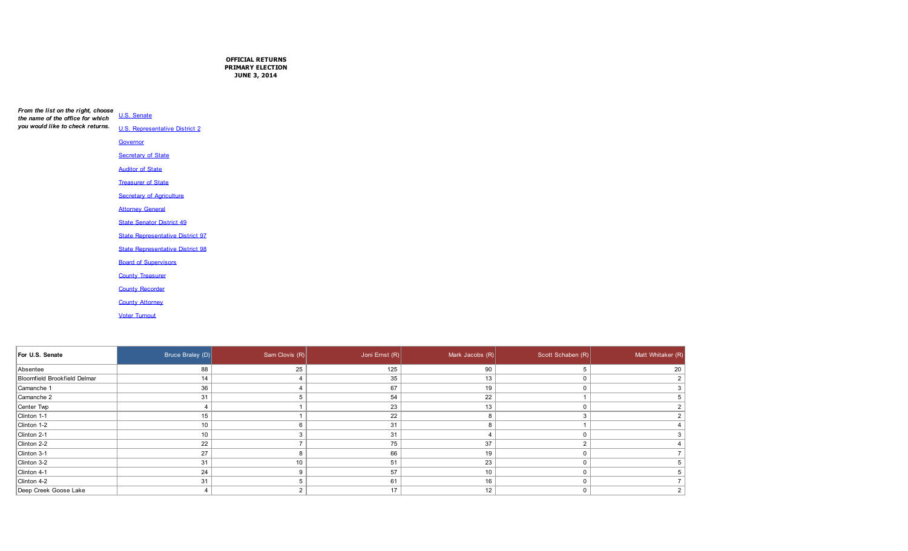**OFFICIAL RETURNS**
**PRIMARY ELECTION**
**JUNE 3, 2014**

***From the list on the right, choose the name of the office for which you would like to check returns.***

- U.S. Senate
- U.S. Representative District 2
- Governor
- Secretary of State
- Auditor of State
- Treasurer of State
- Secretary of Agriculture
- Attorney General
- State Senator District 49
- State Representative District 97
- State Representative District 98
- Board of Supervisors
- County Treasurer
- County Recorder
- County Attorney
- Voter Turnout

| For U.S. Senate | Bruce Braley (D) | Sam Clovis (R) | Joni Ernst (R) | Mark Jacobs (R) | Scott Schaben (R) | Matt Whitaker (R) |
|---|---|---|---|---|---|---|
| Absentee | 88 | 25 | 125 | 90 | 5 | 20 |
| Bloomfield Brookfield Delmar | 14 | 4 | 35 | 13 | 0 | 2 |
| Camanche 1 | 36 | 4 | 67 | 19 | 0 | 3 |
| Camanche 2 | 31 | 5 | 54 | 22 | 1 | 5 |
| Center Twp | 4 | 1 | 23 | 13 | 0 | 2 |
| Clinton 1-1 | 15 | 1 | 22 | 8 | 3 | 2 |
| Clinton 1-2 | 10 | 6 | 31 | 8 | 1 | 4 |
| Clinton 2-1 | 10 | 3 | 31 | 4 | 0 | 3 |
| Clinton 2-2 | 22 | 7 | 75 | 37 | 2 | 4 |
| Clinton 3-1 | 27 | 8 | 66 | 19 | 0 | 7 |
| Clinton 3-2 | 31 | 10 | 51 | 23 | 0 | 5 |
| Clinton 4-1 | 24 | 9 | 57 | 10 | 0 | 5 |
| Clinton 4-2 | 31 | 5 | 61 | 16 | 0 | 7 |
| Deep Creek Goose Lake | 4 | 2 | 17 | 12 | 0 | 2 |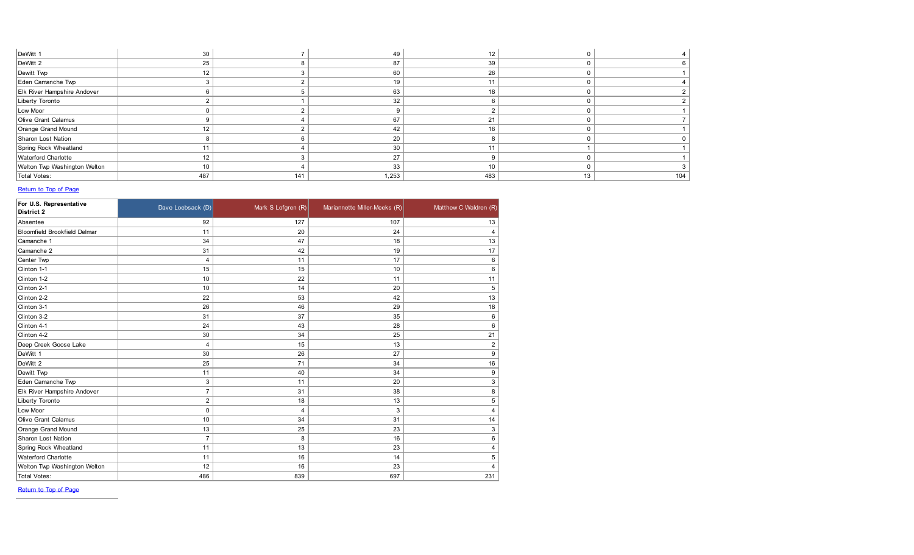| | | | | | | |
|---|---|---|---|---|---|---|
| DeWitt 1 | 30 | 7 | 49 | 12 | 0 | 4 |
| DeWitt 2 | 25 | 8 | 87 | 39 | 0 | 6 |
| Dewitt Twp | 12 | 3 | 60 | 26 | 0 | 1 |
| Eden Camanche Twp | 3 | 2 | 19 | 11 | 0 | 4 |
| Elk River Hampshire Andover | 6 | 5 | 63 | 18 | 0 | 2 |
| Liberty Toronto | 2 | 1 | 32 | 6 | 0 | 2 |
| Low Moor | 0 | 2 | 9 | 2 | 0 | 1 |
| Olive Grant Calamus | 9 | 4 | 67 | 21 | 0 | 7 |
| Orange Grand Mound | 12 | 2 | 42 | 16 | 0 | 1 |
| Sharon Lost Nation | 8 | 6 | 20 | 8 | 0 | 0 |
| Spring Rock Wheatland | 11 | 4 | 30 | 11 | 1 | 1 |
| Waterford Charlotte | 12 | 3 | 27 | 9 | 0 | 1 |
| Welton Twp Washington Welton | 10 | 4 | 33 | 10 | 0 | 3 |
| Total Votes: | 487 | 141 | 1,253 | 483 | 13 | 104 |

Return to Top of Page

| For U.S. Representative District 2 | Dave Loebsack (D) | Mark S Lofgren (R) | Mariannette Miller-Meeks (R) | Matthew C Waldren (R) |
|---|---|---|---|---|
| Absentee | 92 | 127 | 107 | 13 |
| Bloomfield Brookfield Delmar | 11 | 20 | 24 | 4 |
| Camanche 1 | 34 | 47 | 18 | 13 |
| Camanche 2 | 31 | 42 | 19 | 17 |
| Center Twp | 4 | 11 | 17 | 6 |
| Clinton 1-1 | 15 | 15 | 10 | 6 |
| Clinton 1-2 | 10 | 22 | 11 | 11 |
| Clinton 2-1 | 10 | 14 | 20 | 5 |
| Clinton 2-2 | 22 | 53 | 42 | 13 |
| Clinton 3-1 | 26 | 46 | 29 | 18 |
| Clinton 3-2 | 31 | 37 | 35 | 6 |
| Clinton 4-1 | 24 | 43 | 28 | 6 |
| Clinton 4-2 | 30 | 34 | 25 | 21 |
| Deep Creek Goose Lake | 4 | 15 | 13 | 2 |
| DeWitt 1 | 30 | 26 | 27 | 9 |
| DeWitt 2 | 25 | 71 | 34 | 16 |
| Dewitt Twp | 11 | 40 | 34 | 9 |
| Eden Camanche Twp | 3 | 11 | 20 | 3 |
| Elk River Hampshire Andover | 7 | 31 | 38 | 8 |
| Liberty Toronto | 2 | 18 | 13 | 5 |
| Low Moor | 0 | 4 | 3 | 4 |
| Olive Grant Calamus | 10 | 34 | 31 | 14 |
| Orange Grand Mound | 13 | 25 | 23 | 3 |
| Sharon Lost Nation | 7 | 8 | 16 | 6 |
| Spring Rock Wheatland | 11 | 13 | 23 | 4 |
| Waterford Charlotte | 11 | 16 | 14 | 5 |
| Welton Twp Washington Welton | 12 | 16 | 23 | 4 |
| Total Votes: | 486 | 839 | 697 | 231 |

Return to Top of Page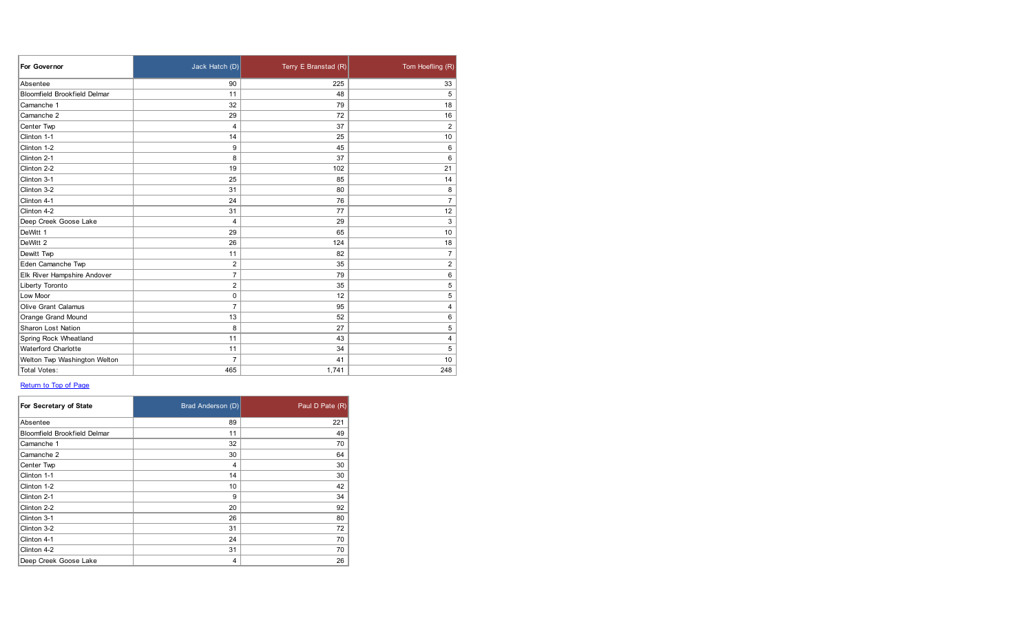| For Governor | Jack Hatch (D) | Terry E Branstad (R) | Tom Hoefling (R) |
|---|---|---|---|
| Absentee | 90 | 225 | 33 |
| Bloomfield Brookfield Delmar | 11 | 48 | 5 |
| Camanche 1 | 32 | 79 | 18 |
| Camanche 2 | 29 | 72 | 16 |
| Center Twp | 4 | 37 | 2 |
| Clinton 1-1 | 14 | 25 | 10 |
| Clinton 1-2 | 9 | 45 | 6 |
| Clinton 2-1 | 8 | 37 | 6 |
| Clinton 2-2 | 19 | 102 | 21 |
| Clinton 3-1 | 25 | 85 | 14 |
| Clinton 3-2 | 31 | 80 | 8 |
| Clinton 4-1 | 24 | 76 | 7 |
| Clinton 4-2 | 31 | 77 | 12 |
| Deep Creek Goose Lake | 4 | 29 | 3 |
| DeWitt 1 | 29 | 65 | 10 |
| DeWitt 2 | 26 | 124 | 18 |
| Dewitt Twp | 11 | 82 | 7 |
| Eden Camanche Twp | 2 | 35 | 2 |
| Elk River Hampshire Andover | 7 | 79 | 6 |
| Liberty Toronto | 2 | 35 | 5 |
| Low Moor | 0 | 12 | 5 |
| Olive Grant Calamus | 7 | 95 | 4 |
| Orange Grand Mound | 13 | 52 | 6 |
| Sharon Lost Nation | 8 | 27 | 5 |
| Spring Rock Wheatland | 11 | 43 | 4 |
| Waterford Charlotte | 11 | 34 | 5 |
| Welton Twp Washington Welton | 7 | 41 | 10 |
| Total Votes: | 465 | 1,741 | 248 |

Return to Top of Page

| For Secretary of State | Brad Anderson (D) | Paul D Pate (R) |
|---|---|---|
| Absentee | 89 | 221 |
| Bloomfield Brookfield Delmar | 11 | 49 |
| Camanche 1 | 32 | 70 |
| Camanche 2 | 30 | 64 |
| Center Twp | 4 | 30 |
| Clinton 1-1 | 14 | 30 |
| Clinton 1-2 | 10 | 42 |
| Clinton 2-1 | 9 | 34 |
| Clinton 2-2 | 20 | 92 |
| Clinton 3-1 | 26 | 80 |
| Clinton 3-2 | 31 | 72 |
| Clinton 4-1 | 24 | 70 |
| Clinton 4-2 | 31 | 70 |
| Deep Creek Goose Lake | 4 | 26 |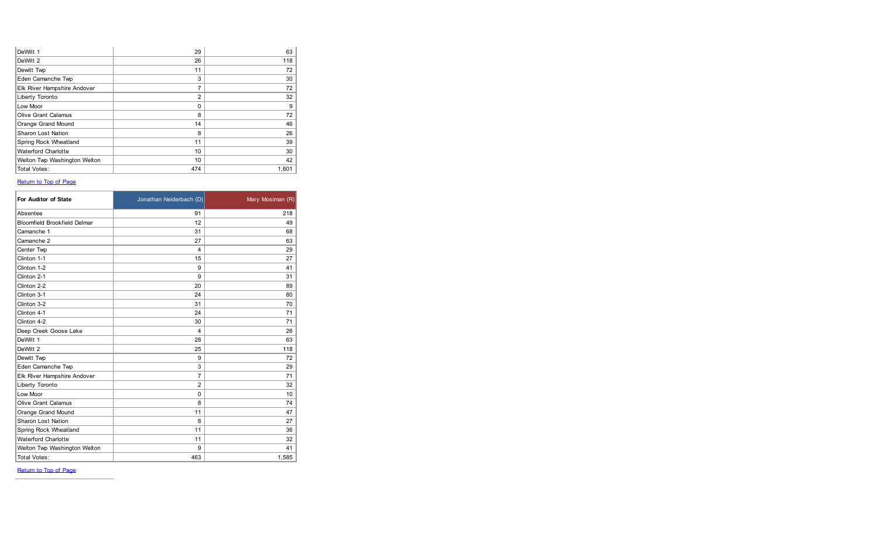| | | |
|---|---|---|
| DeWitt 1 | 29 | 63 |
| DeWitt 2 | 26 | 118 |
| Dewitt Twp | 11 | 72 |
| Eden Camanche Twp | 3 | 30 |
| Elk River Hampshire Andover | 7 | 72 |
| Liberty Toronto | 2 | 32 |
| Low Moor | 0 | 9 |
| Olive Grant Calamus | 8 | 72 |
| Orange Grand Mound | 14 | 46 |
| Sharon Lost Nation | 8 | 26 |
| Spring Rock Wheatland | 11 | 39 |
| Waterford Charlotte | 10 | 30 |
| Welton Twp Washington Welton | 10 | 42 |
| Total Votes: | 474 | 1,601 |

Return to Top of Page

| For Auditor of State | Jonathan Neiderbach (D) | Mary Mosiman (R) |
|---|---|---|
| Absentee | 91 | 218 |
| Bloomfield Brookfield Delmar | 12 | 49 |
| Camanche 1 | 31 | 68 |
| Camanche 2 | 27 | 63 |
| Center Twp | 4 | 29 |
| Clinton 1-1 | 15 | 27 |
| Clinton 1-2 | 9 | 41 |
| Clinton 2-1 | 9 | 31 |
| Clinton 2-2 | 20 | 89 |
| Clinton 3-1 | 24 | 80 |
| Clinton 3-2 | 31 | 70 |
| Clinton 4-1 | 24 | 71 |
| Clinton 4-2 | 30 | 71 |
| Deep Creek Goose Lake | 4 | 26 |
| DeWitt 1 | 28 | 63 |
| DeWitt 2 | 25 | 118 |
| Dewitt Twp | 9 | 72 |
| Eden Camanche Twp | 3 | 29 |
| Elk River Hampshire Andover | 7 | 71 |
| Liberty Toronto | 2 | 32 |
| Low Moor | 0 | 10 |
| Olive Grant Calamus | 8 | 74 |
| Orange Grand Mound | 11 | 47 |
| Sharon Lost Nation | 8 | 27 |
| Spring Rock Wheatland | 11 | 36 |
| Waterford Charlotte | 11 | 32 |
| Welton Twp Washington Welton | 9 | 41 |
| Total Votes: | 463 | 1,585 |

Return to Top of Page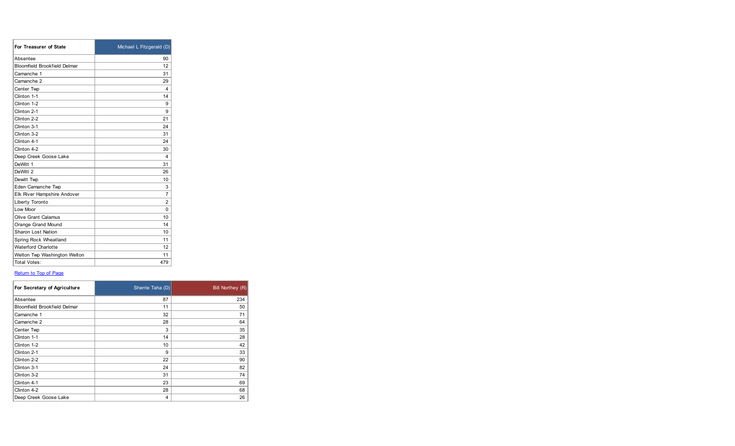| For Treasurer of State | Michael L Fitzgerald (D) |
| --- | --- |
| Absentee | 90 |
| Bloomfield Brookfield Delmar | 12 |
| Camanche 1 | 31 |
| Camanche 2 | 29 |
| Center Twp | 4 |
| Clinton 1-1 | 14 |
| Clinton 1-2 | 9 |
| Clinton 2-1 | 9 |
| Clinton 2-2 | 21 |
| Clinton 3-1 | 24 |
| Clinton 3-2 | 31 |
| Clinton 4-1 | 24 |
| Clinton 4-2 | 30 |
| Deep Creek Goose Lake | 4 |
| DeWitt 1 | 31 |
| DeWitt 2 | 26 |
| Dewitt Twp | 10 |
| Eden Camanche Twp | 3 |
| Elk River Hampshire Andover | 7 |
| Liberty Toronto | 2 |
| Low Moor | 0 |
| Olive Grant Calamus | 10 |
| Orange Grand Mound | 14 |
| Sharon Lost Nation | 10 |
| Spring Rock Wheatland | 11 |
| Waterford Charlotte | 12 |
| Welton Twp Washington Welton | 11 |
| Total Votes: | 479 |

[Return to Top of Page]

| For Secretary of Agriculture | Sherrie Taha (D) | Bill Northey (R) |
| --- | --- | --- |
| Absentee | 87 | 234 |
| Bloomfield Brookfield Delmar | 11 | 50 |
| Camanche 1 | 32 | 71 |
| Camanche 2 | 28 | 64 |
| Center Twp | 3 | 35 |
| Clinton 1-1 | 14 | 28 |
| Clinton 1-2 | 10 | 42 |
| Clinton 2-1 | 9 | 33 |
| Clinton 2-2 | 22 | 90 |
| Clinton 3-1 | 24 | 82 |
| Clinton 3-2 | 31 | 74 |
| Clinton 4-1 | 23 | 69 |
| Clinton 4-2 | 28 | 68 |
| Deep Creek Goose Lake | 4 | 26 |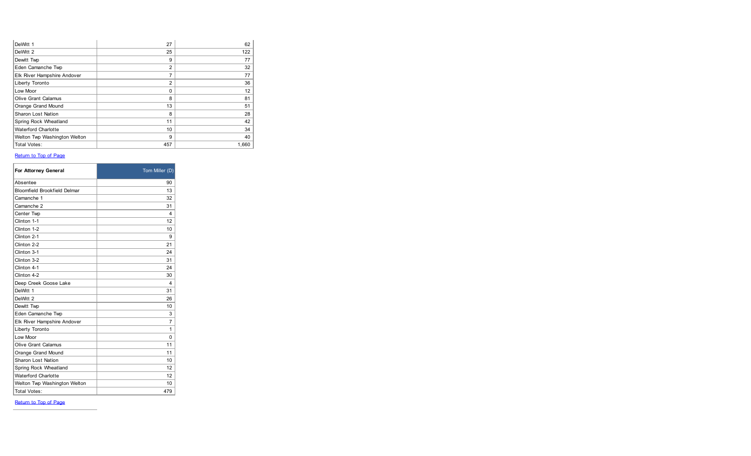| | | |
|---|---|---|
| DeWitt 1 | 27 | 62 |
| DeWitt 2 | 25 | 122 |
| Dewitt Twp | 9 | 77 |
| Eden Camanche Twp | 2 | 32 |
| Elk River Hampshire Andover | 7 | 77 |
| Liberty Toronto | 2 | 36 |
| Low Moor | 0 | 12 |
| Olive Grant Calamus | 8 | 81 |
| Orange Grand Mound | 13 | 51 |
| Sharon Lost Nation | 8 | 28 |
| Spring Rock Wheatland | 11 | 42 |
| Waterford Charlotte | 10 | 34 |
| Welton Twp Washington Welton | 9 | 40 |
| Total Votes: | 457 | 1,660 |

Return to Top of Page

| **For Attorney General** | Tom Miller (D) |
|---|---|
| Absentee | 90 |
| Bloomfield Brookfield Delmar | 13 |
| Camanche 1 | 32 |
| Camanche 2 | 31 |
| Center Twp | 4 |
| Clinton 1-1 | 12 |
| Clinton 1-2 | 10 |
| Clinton 2-1 | 9 |
| Clinton 2-2 | 21 |
| Clinton 3-1 | 24 |
| Clinton 3-2 | 31 |
| Clinton 4-1 | 24 |
| Clinton 4-2 | 30 |
| Deep Creek Goose Lake | 4 |
| DeWitt 1 | 31 |
| DeWitt 2 | 26 |
| Dewitt Twp | 10 |
| Eden Camanche Twp | 3 |
| Elk River Hampshire Andover | 7 |
| Liberty Toronto | 1 |
| Low Moor | 0 |
| Olive Grant Calamus | 11 |
| Orange Grand Mound | 11 |
| Sharon Lost Nation | 10 |
| Spring Rock Wheatland | 12 |
| Waterford Charlotte | 12 |
| Welton Twp Washington Welton | 10 |
| Total Votes: | 479 |

Return to Top of Page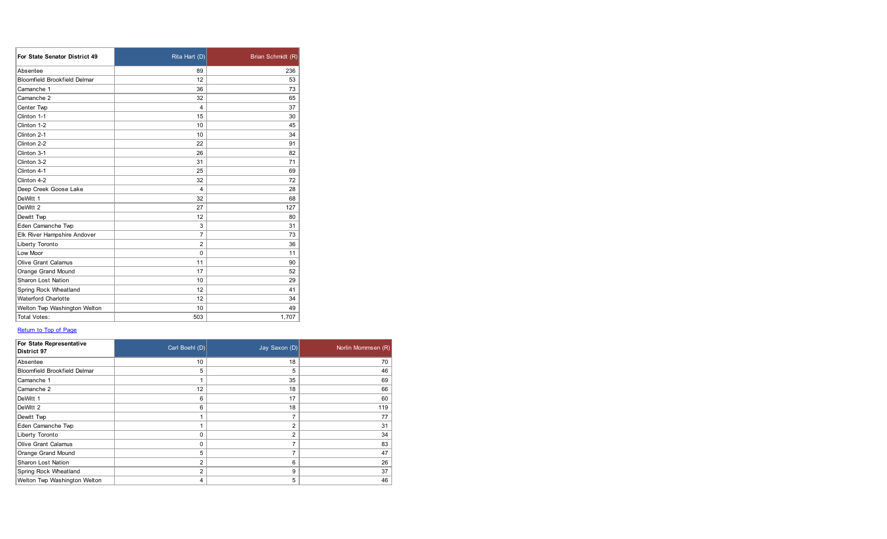| For State Senator District 49 | Rita Hart (D) | Brian Schmidt (R) |
|---|---|---|
| Absentee | 89 | 236 |
| Bloomfield Brookfield Delmar | 12 | 53 |
| Camanche 1 | 36 | 73 |
| Camanche 2 | 32 | 65 |
| Center Twp | 4 | 37 |
| Clinton 1-1 | 15 | 30 |
| Clinton 1-2 | 10 | 45 |
| Clinton 2-1 | 10 | 34 |
| Clinton 2-2 | 22 | 91 |
| Clinton 3-1 | 26 | 82 |
| Clinton 3-2 | 31 | 71 |
| Clinton 4-1 | 25 | 69 |
| Clinton 4-2 | 32 | 72 |
| Deep Creek Goose Lake | 4 | 28 |
| DeWitt 1 | 32 | 68 |
| DeWitt 2 | 27 | 127 |
| Dewitt Twp | 12 | 80 |
| Eden Camanche Twp | 3 | 31 |
| Elk River Hampshire Andover | 7 | 73 |
| Liberty Toronto | 2 | 36 |
| Low Moor | 0 | 11 |
| Olive Grant Calamus | 11 | 90 |
| Orange Grand Mound | 17 | 52 |
| Sharon Lost Nation | 10 | 29 |
| Spring Rock Wheatland | 12 | 41 |
| Waterford Charlotte | 12 | 34 |
| Welton Twp Washington Welton | 10 | 49 |
| Total Votes: | 503 | 1,707 |

Return to Top of Page

| For State Representative District 97 | Carl Boehl (D) | Jay Saxon (D) | Norlin Mommsen (R) |
|---|---|---|---|
| Absentee | 10 | 18 | 70 |
| Bloomfield Brookfield Delmar | 5 | 5 | 46 |
| Camanche 1 | 1 | 35 | 69 |
| Camanche 2 | 12 | 18 | 66 |
| DeWitt 1 | 6 | 17 | 60 |
| DeWitt 2 | 6 | 18 | 119 |
| Dewitt Twp | 1 | 7 | 77 |
| Eden Camanche Twp | 1 | 2 | 31 |
| Liberty Toronto | 0 | 2 | 34 |
| Olive Grant Calamus | 0 | 7 | 83 |
| Orange Grand Mound | 5 | 7 | 47 |
| Sharon Lost Nation | 2 | 6 | 26 |
| Spring Rock Wheatland | 2 | 9 | 37 |
| Welton Twp Washington Welton | 4 | 5 | 46 |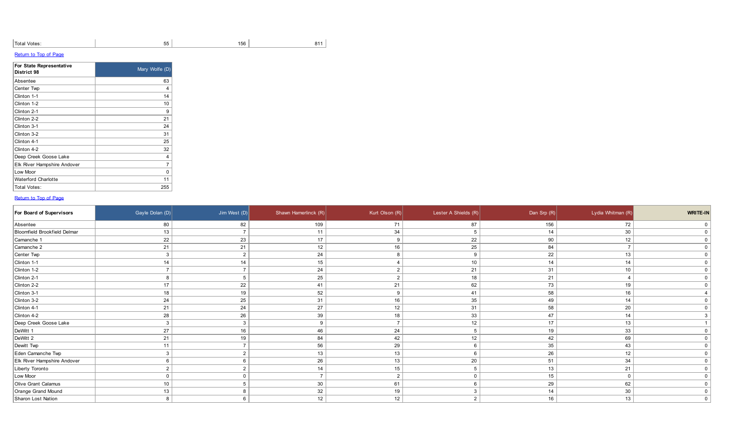| Total Votes: | 55 | 156 | 811 |
|---|---|---|---|

Return to Top of Page

| For State Representative District 98 | Mary Wolfe (D) |
|---|---|
| Absentee | 63 |
| Center Twp | 4 |
| Clinton 1-1 | 14 |
| Clinton 1-2 | 10 |
| Clinton 2-1 | 9 |
| Clinton 2-2 | 21 |
| Clinton 3-1 | 24 |
| Clinton 3-2 | 31 |
| Clinton 4-1 | 25 |
| Clinton 4-2 | 32 |
| Deep Creek Goose Lake | 4 |
| Elk River Hampshire Andover | 7 |
| Low Moor | 0 |
| Waterford Charlotte | 11 |
| Total Votes: | 255 |

Return to Top of Page

| For Board of Supervisors | Gayle Dolan (D) | Jim West (D) | Shawn Hamerlinck (R) | Kurt Olson (R) | Lester A Shields (R) | Dan Srp (R) | Lydia Whitman (R) | WRITE-IN |
|---|---|---|---|---|---|---|---|---|
| Absentee | 80 | 82 | 109 | 71 | 87 | 156 | 72 | 0 |
| Bloomfield Brookfield Delmar | 13 | 7 | 11 | 34 | 5 | 14 | 30 | 0 |
| Camanche 1 | 22 | 23 | 17 | 9 | 22 | 90 | 12 | 0 |
| Camanche 2 | 21 | 21 | 12 | 16 | 25 | 84 | 7 | 0 |
| Center Twp | 3 | 2 | 24 | 8 | 9 | 22 | 13 | 0 |
| Clinton 1-1 | 14 | 14 | 15 | 4 | 10 | 14 | 14 | 0 |
| Clinton 1-2 | 7 | 7 | 24 | 2 | 21 | 31 | 10 | 0 |
| Clinton 2-1 | 8 | 5 | 25 | 2 | 18 | 21 | 4 | 0 |
| Clinton 2-2 | 17 | 22 | 41 | 21 | 62 | 73 | 19 | 0 |
| Clinton 3-1 | 18 | 19 | 52 | 9 | 41 | 58 | 16 | 4 |
| Clinton 3-2 | 24 | 25 | 31 | 16 | 35 | 49 | 14 | 0 |
| Clinton 4-1 | 21 | 24 | 27 | 12 | 31 | 58 | 20 | 0 |
| Clinton 4-2 | 28 | 26 | 39 | 18 | 33 | 47 | 14 | 3 |
| Deep Creek Goose Lake | 3 | 3 | 9 | 7 | 12 | 17 | 13 | 1 |
| DeWitt 1 | 27 | 16 | 46 | 24 | 5 | 19 | 33 | 0 |
| DeWitt 2 | 21 | 19 | 84 | 42 | 12 | 42 | 69 | 0 |
| Dewitt Twp | 11 | 7 | 56 | 29 | 6 | 35 | 43 | 0 |
| Eden Camanche Twp | 3 | 2 | 13 | 13 | 6 | 26 | 12 | 0 |
| Elk River Hampshire Andover | 6 | 6 | 26 | 13 | 20 | 51 | 34 | 0 |
| Liberty Toronto | 2 | 2 | 14 | 15 | 5 | 13 | 21 | 0 |
| Low Moor | 0 | 0 | 7 | 2 | 0 | 15 | 0 | 0 |
| Olive Grant Calamus | 10 | 5 | 30 | 61 | 6 | 29 | 62 | 0 |
| Orange Grand Mound | 13 | 8 | 32 | 19 | 3 | 14 | 30 | 0 |
| Sharon Lost Nation | 8 | 6 | 12 | 12 | 2 | 16 | 13 | 0 |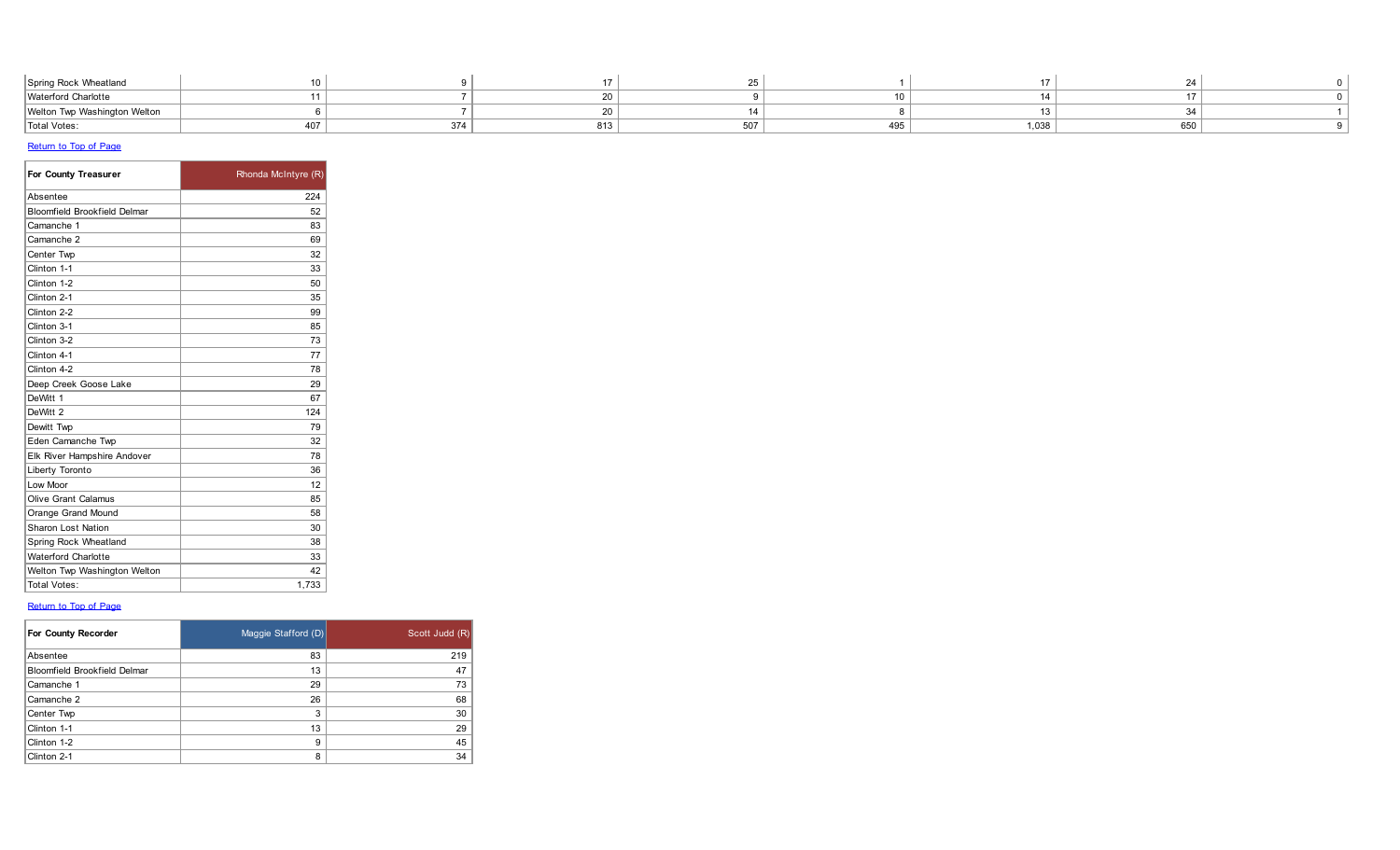| | | | | | | | | |
|---|---|---|---|---|---|---|---|---|
| Spring Rock Wheatland | 10 | 9 | 17 | 25 | 1 | 17 | 24 | 0 |
| Waterford Charlotte | 11 | 7 | 20 | 9 | 10 | 14 | 17 | 0 |
| Welton Twp Washington Welton | 6 | 7 | 20 | 14 | 8 | 13 | 34 | 1 |
| Total Votes: | 407 | 374 | 813 | 507 | 495 | 1,038 | 650 | 9 |

Return to Top of Page

| For County Treasurer | Rhonda McIntyre (R) |
|---|---|
| Absentee | 224 |
| Bloomfield Brookfield Delmar | 52 |
| Camanche 1 | 83 |
| Camanche 2 | 69 |
| Center Twp | 32 |
| Clinton 1-1 | 33 |
| Clinton 1-2 | 50 |
| Clinton 2-1 | 35 |
| Clinton 2-2 | 99 |
| Clinton 3-1 | 85 |
| Clinton 3-2 | 73 |
| Clinton 4-1 | 77 |
| Clinton 4-2 | 78 |
| Deep Creek Goose Lake | 29 |
| DeWitt 1 | 67 |
| DeWitt 2 | 124 |
| Dewitt Twp | 79 |
| Eden Camanche Twp | 32 |
| Elk River Hampshire Andover | 78 |
| Liberty Toronto | 36 |
| Low Moor | 12 |
| Olive Grant Calamus | 85 |
| Orange Grand Mound | 58 |
| Sharon Lost Nation | 30 |
| Spring Rock Wheatland | 38 |
| Waterford Charlotte | 33 |
| Welton Twp Washington Welton | 42 |
| Total Votes: | 1,733 |

Return to Top of Page

| For County Recorder | Maggie Stafford (D) | Scott Judd (R) |
|---|---|---|
| Absentee | 83 | 219 |
| Bloomfield Brookfield Delmar | 13 | 47 |
| Camanche 1 | 29 | 73 |
| Camanche 2 | 26 | 68 |
| Center Twp | 3 | 30 |
| Clinton 1-1 | 13 | 29 |
| Clinton 1-2 | 9 | 45 |
| Clinton 2-1 | 8 | 34 |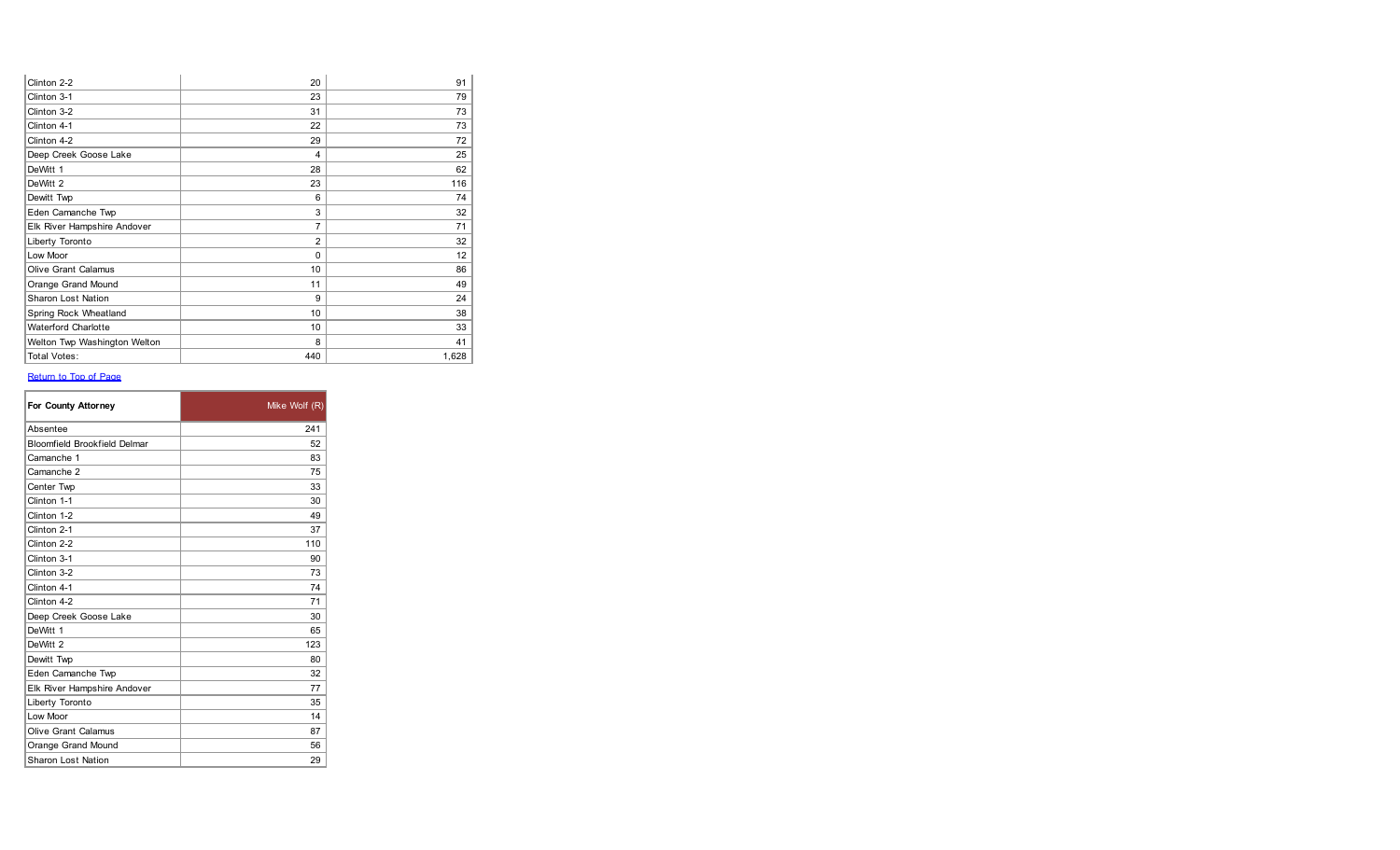| | | |
|---|---|---|
| Clinton 2-2 | 20 | 91 |
| Clinton 3-1 | 23 | 79 |
| Clinton 3-2 | 31 | 73 |
| Clinton 4-1 | 22 | 73 |
| Clinton 4-2 | 29 | 72 |
| Deep Creek Goose Lake | 4 | 25 |
| DeWitt 1 | 28 | 62 |
| DeWitt 2 | 23 | 116 |
| Dewitt Twp | 6 | 74 |
| Eden Camanche Twp | 3 | 32 |
| Elk River Hampshire Andover | 7 | 71 |
| Liberty Toronto | 2 | 32 |
| Low Moor | 0 | 12 |
| Olive Grant Calamus | 10 | 86 |
| Orange Grand Mound | 11 | 49 |
| Sharon Lost Nation | 9 | 24 |
| Spring Rock Wheatland | 10 | 38 |
| Waterford Charlotte | 10 | 33 |
| Welton Twp Washington Welton | 8 | 41 |
| Total Votes: | 440 | 1,628 |

Return to Top of Page

| For County Attorney | Mike Wolf (R) |
|---|---|
| Absentee | 241 |
| Bloomfield Brookfield Delmar | 52 |
| Camanche 1 | 83 |
| Camanche 2 | 75 |
| Center Twp | 33 |
| Clinton 1-1 | 30 |
| Clinton 1-2 | 49 |
| Clinton 2-1 | 37 |
| Clinton 2-2 | 110 |
| Clinton 3-1 | 90 |
| Clinton 3-2 | 73 |
| Clinton 4-1 | 74 |
| Clinton 4-2 | 71 |
| Deep Creek Goose Lake | 30 |
| DeWitt 1 | 65 |
| DeWitt 2 | 123 |
| Dewitt Twp | 80 |
| Eden Camanche Twp | 32 |
| Elk River Hampshire Andover | 77 |
| Liberty Toronto | 35 |
| Low Moor | 14 |
| Olive Grant Calamus | 87 |
| Orange Grand Mound | 56 |
| Sharon Lost Nation | 29 |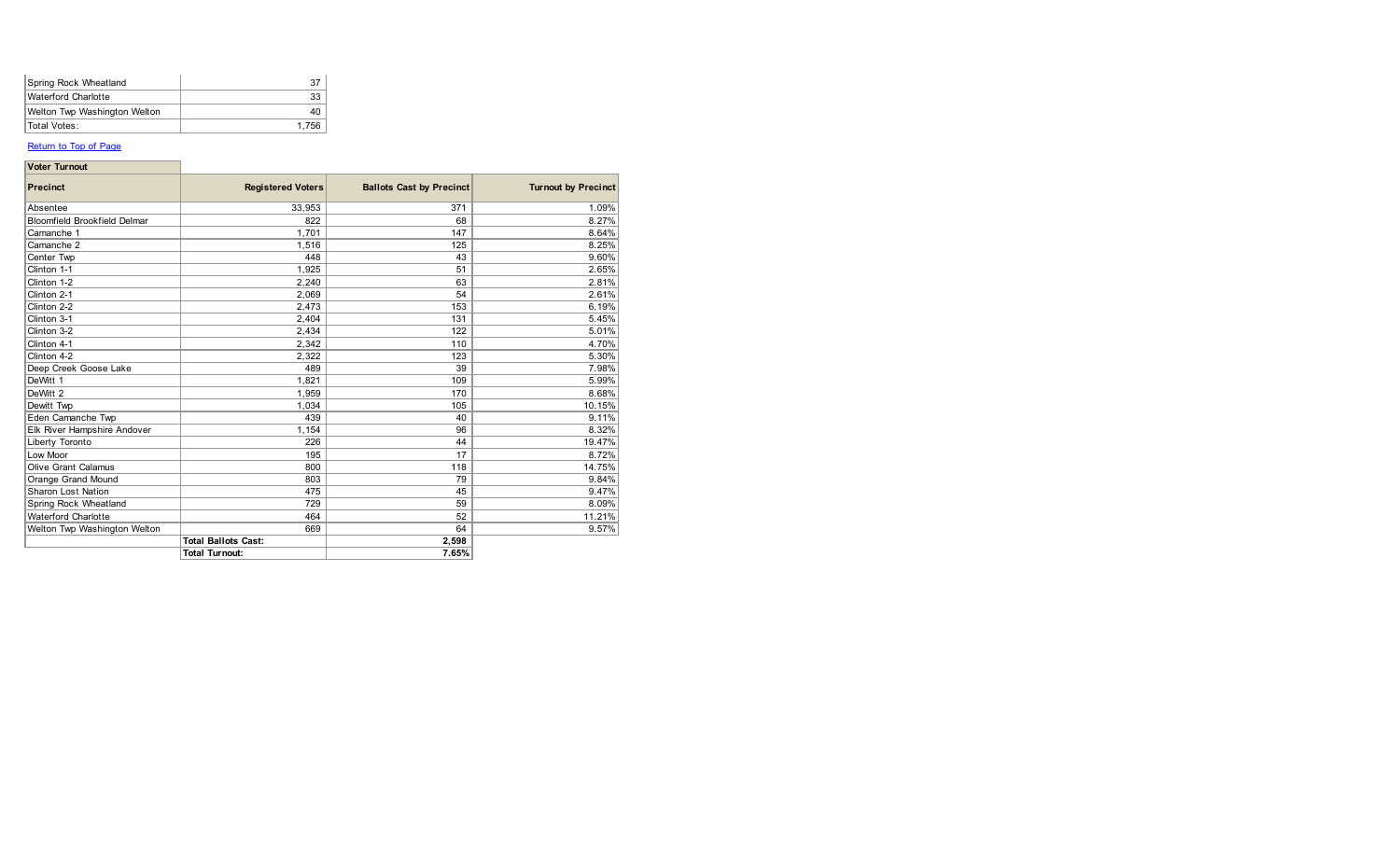| | |
|---|---|
| Spring Rock Wheatland | 37 |
| Waterford Charlotte | 33 |
| Welton Twp Washington Welton | 40 |
| Total Votes: | 1,756 |

Return to Top of Page

**Voter Turnout**

| Precinct | Registered Voters | Ballots Cast by Precinct | Turnout by Precinct |
|---|---|---|---|
| Absentee | 33,953 | 371 | 1.09% |
| Bloomfield Brookfield Delmar | 822 | 68 | 8.27% |
| Camanche 1 | 1,701 | 147 | 8.64% |
| Camanche 2 | 1,516 | 125 | 8.25% |
| Center Twp | 448 | 43 | 9.60% |
| Clinton 1-1 | 1,925 | 51 | 2.65% |
| Clinton 1-2 | 2,240 | 63 | 2.81% |
| Clinton 2-1 | 2,069 | 54 | 2.61% |
| Clinton 2-2 | 2,473 | 153 | 6.19% |
| Clinton 3-1 | 2,404 | 131 | 5.45% |
| Clinton 3-2 | 2,434 | 122 | 5.01% |
| Clinton 4-1 | 2,342 | 110 | 4.70% |
| Clinton 4-2 | 2,322 | 123 | 5.30% |
| Deep Creek Goose Lake | 489 | 39 | 7.98% |
| DeWitt 1 | 1,821 | 109 | 5.99% |
| DeWitt 2 | 1,959 | 170 | 8.68% |
| Dewitt Twp | 1,034 | 105 | 10.15% |
| Eden Camanche Twp | 439 | 40 | 9.11% |
| Elk River Hampshire Andover | 1,154 | 96 | 8.32% |
| Liberty Toronto | 226 | 44 | 19.47% |
| Low Moor | 195 | 17 | 8.72% |
| Olive Grant Calamus | 800 | 118 | 14.75% |
| Orange Grand Mound | 803 | 79 | 9.84% |
| Sharon Lost Nation | 475 | 45 | 9.47% |
| Spring Rock Wheatland | 729 | 59 | 8.09% |
| Waterford Charlotte | 464 | 52 | 11.21% |
| Welton Twp Washington Welton | 669 | 64 | 9.57% |
| | **Total Ballots Cast:** | **2,598** | |
| | **Total Turnout:** | **7.65%** | |